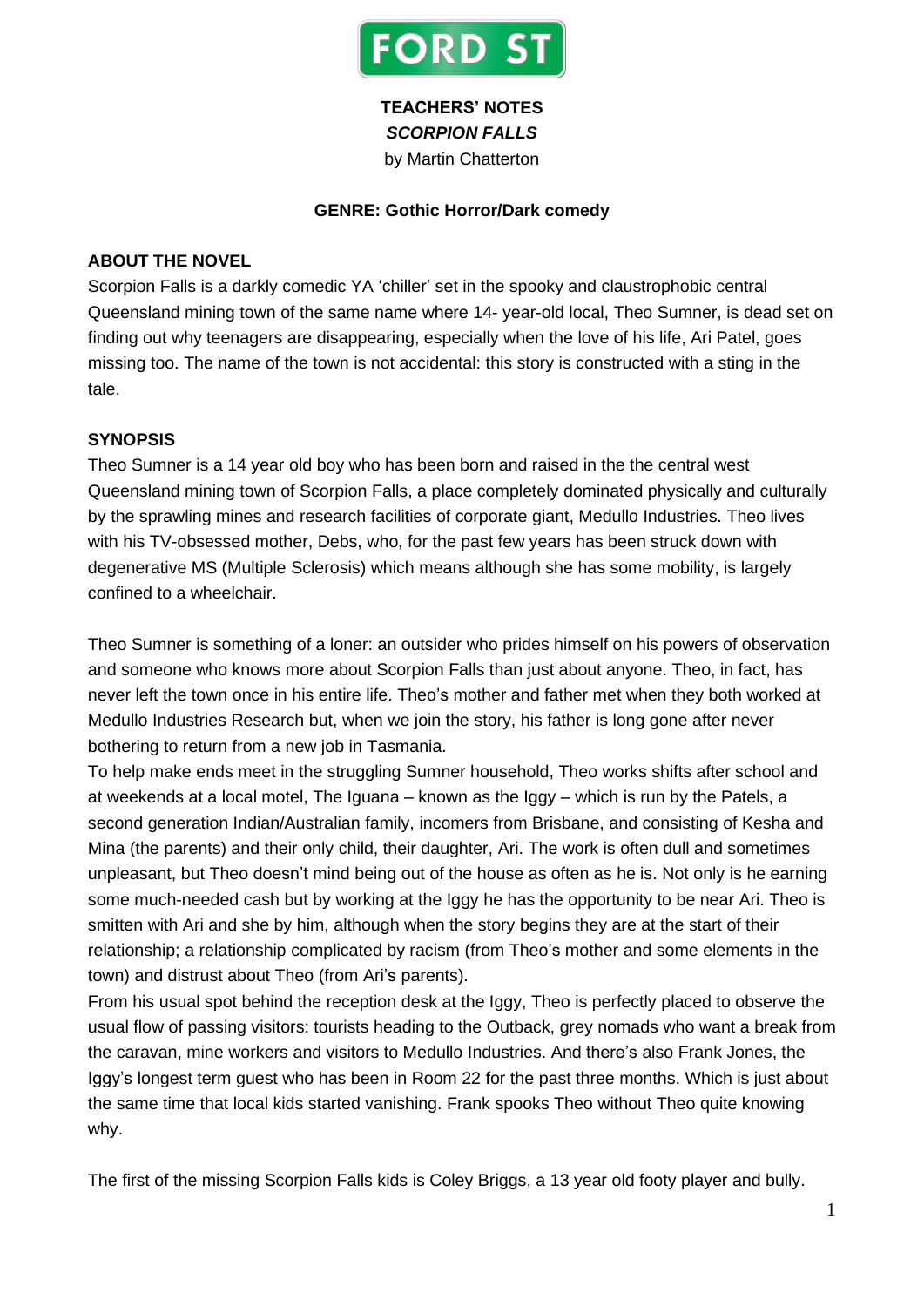FORD ST

**TEACHERS' NOTES**
***SCORPION FALLS***
by Martin Chatterton

**GENRE: Gothic Horror/Dark comedy**

## ABOUT THE NOVEL

Scorpion Falls is a darkly comedic YA 'chiller' set in the spooky and claustrophobic central Queensland mining town of the same name where 14- year-old local, Theo Sumner, is dead set on finding out why teenagers are disappearing, especially when the love of his life, Ari Patel, goes missing too. The name of the town is not accidental: this story is constructed with a sting in the tale.

## SYNOPSIS

Theo Sumner is a 14 year old boy who has been born and raised in the the central west Queensland mining town of Scorpion Falls, a place completely dominated physically and culturally by the sprawling mines and research facilities of corporate giant, Medullo Industries. Theo lives with his TV-obsessed mother, Debs, who, for the past few years has been struck down with degenerative MS (Multiple Sclerosis) which means although she has some mobility, is largely confined to a wheelchair.

Theo Sumner is something of a loner: an outsider who prides himself on his powers of observation and someone who knows more about Scorpion Falls than just about anyone. Theo, in fact, has never left the town once in his entire life. Theo's mother and father met when they both worked at Medullo Industries Research but, when we join the story, his father is long gone after never bothering to return from a new job in Tasmania.

To help make ends meet in the struggling Sumner household, Theo works shifts after school and at weekends at a local motel, The Iguana – known as the Iggy – which is run by the Patels, a second generation Indian/Australian family, incomers from Brisbane, and consisting of Kesha and Mina (the parents) and their only child, their daughter, Ari. The work is often dull and sometimes unpleasant, but Theo doesn't mind being out of the house as often as he is. Not only is he earning some much-needed cash but by working at the Iggy he has the opportunity to be near Ari. Theo is smitten with Ari and she by him, although when the story begins they are at the start of their relationship; a relationship complicated by racism (from Theo's mother and some elements in the town) and distrust about Theo (from Ari's parents).

From his usual spot behind the reception desk at the Iggy, Theo is perfectly placed to observe the usual flow of passing visitors: tourists heading to the Outback, grey nomads who want a break from the caravan, mine workers and visitors to Medullo Industries. And there's also Frank Jones, the Iggy's longest term guest who has been in Room 22 for the past three months. Which is just about the same time that local kids started vanishing. Frank spooks Theo without Theo quite knowing why.

The first of the missing Scorpion Falls kids is Coley Briggs, a 13 year old footy player and bully.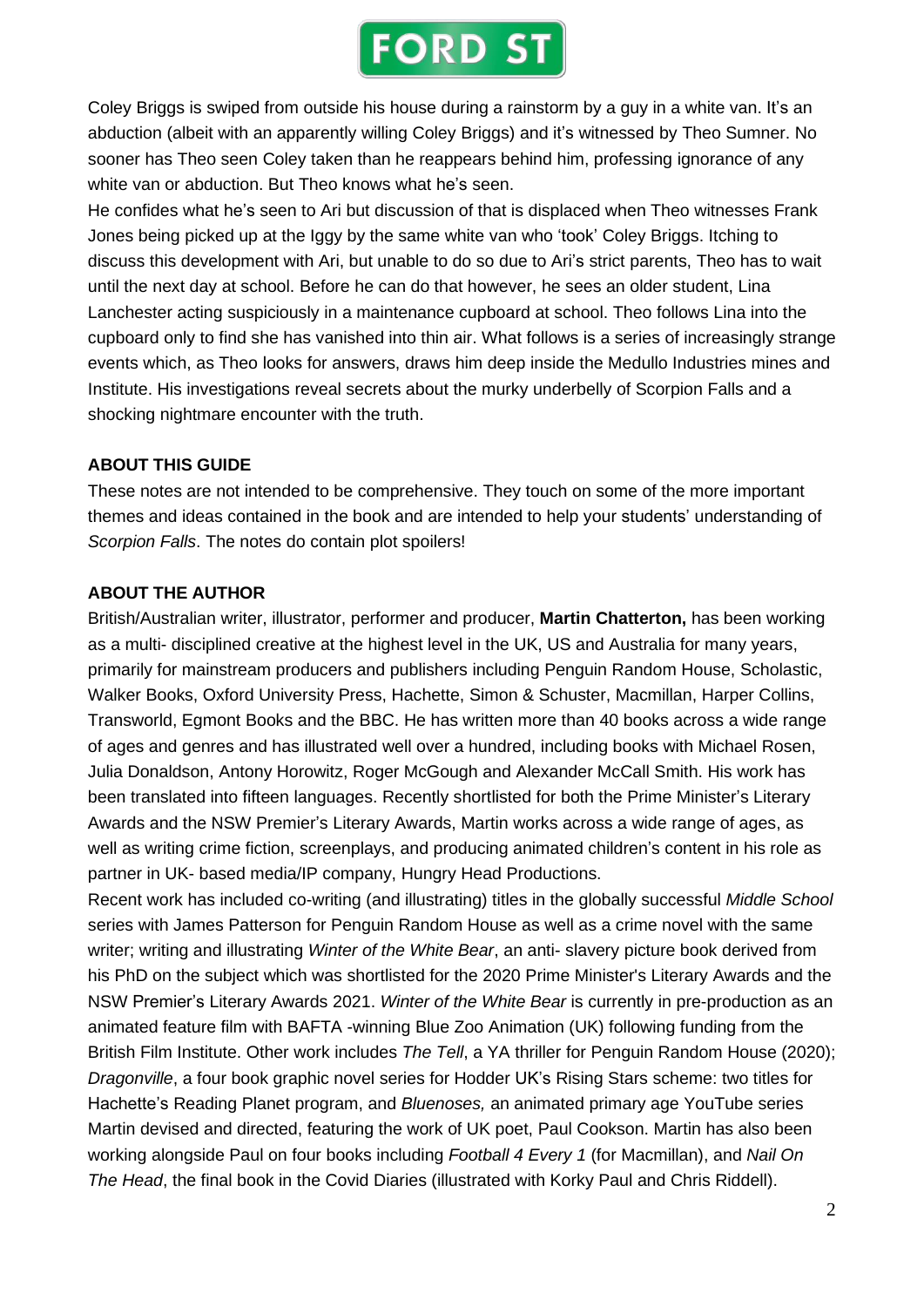Coley Briggs is swiped from outside his house during a rainstorm by a guy in a white van. It's an abduction (albeit with an apparently willing Coley Briggs) and it's witnessed by Theo Sumner. No sooner has Theo seen Coley taken than he reappears behind him, professing ignorance of any white van or abduction. But Theo knows what he's seen.

He confides what he's seen to Ari but discussion of that is displaced when Theo witnesses Frank Jones being picked up at the Iggy by the same white van who 'took' Coley Briggs. Itching to discuss this development with Ari, but unable to do so due to Ari's strict parents, Theo has to wait until the next day at school. Before he can do that however, he sees an older student, Lina Lanchester acting suspiciously in a maintenance cupboard at school. Theo follows Lina into the cupboard only to find she has vanished into thin air. What follows is a series of increasingly strange events which, as Theo looks for answers, draws him deep inside the Medullo Industries mines and Institute. His investigations reveal secrets about the murky underbelly of Scorpion Falls and a shocking nightmare encounter with the truth.

## ABOUT THIS GUIDE

These notes are not intended to be comprehensive. They touch on some of the more important themes and ideas contained in the book and are intended to help your students' understanding of *Scorpion Falls*. The notes do contain plot spoilers!

## ABOUT THE AUTHOR

British/Australian writer, illustrator, performer and producer, **Martin Chatterton,** has been working as a multi- disciplined creative at the highest level in the UK, US and Australia for many years, primarily for mainstream producers and publishers including Penguin Random House, Scholastic, Walker Books, Oxford University Press, Hachette, Simon & Schuster, Macmillan, Harper Collins, Transworld, Egmont Books and the BBC. He has written more than 40 books across a wide range of ages and genres and has illustrated well over a hundred, including books with Michael Rosen, Julia Donaldson, Antony Horowitz, Roger McGough and Alexander McCall Smith. His work has been translated into fifteen languages. Recently shortlisted for both the Prime Minister's Literary Awards and the NSW Premier's Literary Awards, Martin works across a wide range of ages, as well as writing crime fiction, screenplays, and producing animated children's content in his role as partner in UK- based media/IP company, Hungry Head Productions.

Recent work has included co-writing (and illustrating) titles in the globally successful *Middle School* series with James Patterson for Penguin Random House as well as a crime novel with the same writer; writing and illustrating *Winter of the White Bear*, an anti- slavery picture book derived from his PhD on the subject which was shortlisted for the 2020 Prime Minister's Literary Awards and the NSW Premier's Literary Awards 2021. *Winter of the White Bear* is currently in pre-production as an animated feature film with BAFTA -winning Blue Zoo Animation (UK) following funding from the British Film Institute. Other work includes *The Tell*, a YA thriller for Penguin Random House (2020); *Dragonville*, a four book graphic novel series for Hodder UK's Rising Stars scheme: two titles for Hachette's Reading Planet program, and *Bluenoses,* an animated primary age YouTube series Martin devised and directed, featuring the work of UK poet, Paul Cookson. Martin has also been working alongside Paul on four books including *Football 4 Every 1* (for Macmillan), and *Nail On The Head*, the final book in the Covid Diaries (illustrated with Korky Paul and Chris Riddell).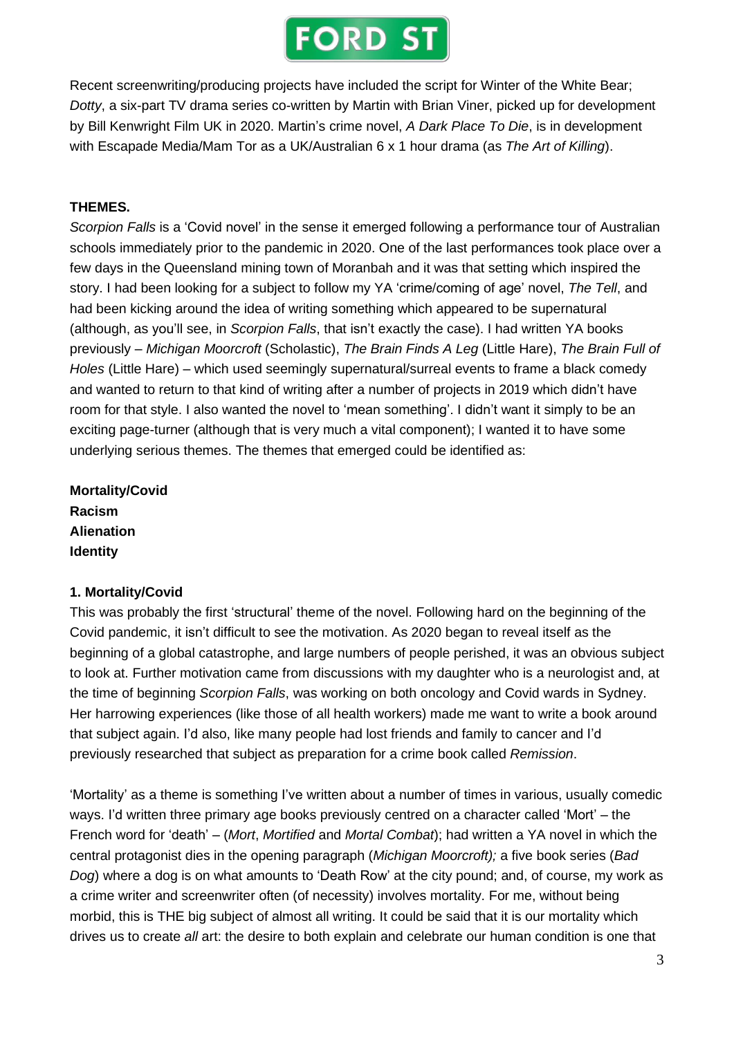Recent screenwriting/producing projects have included the script for Winter of the White Bear; *Dotty*, a six-part TV drama series co-written by Martin with Brian Viner, picked up for development by Bill Kenwright Film UK in 2020. Martin's crime novel, *A Dark Place To Die*, is in development with Escapade Media/Mam Tor as a UK/Australian 6 x 1 hour drama (as *The Art of Killing*).

## THEMES.

*Scorpion Falls* is a 'Covid novel' in the sense it emerged following a performance tour of Australian schools immediately prior to the pandemic in 2020. One of the last performances took place over a few days in the Queensland mining town of Moranbah and it was that setting which inspired the story. I had been looking for a subject to follow my YA 'crime/coming of age' novel, *The Tell*, and had been kicking around the idea of writing something which appeared to be supernatural (although, as you'll see, in *Scorpion Falls*, that isn't exactly the case). I had written YA books previously – *Michigan Moorcroft* (Scholastic), *The Brain Finds A Leg* (Little Hare), *The Brain Full of Holes* (Little Hare) – which used seemingly supernatural/surreal events to frame a black comedy and wanted to return to that kind of writing after a number of projects in 2019 which didn't have room for that style. I also wanted the novel to 'mean something'. I didn't want it simply to be an exciting page-turner (although that is very much a vital component); I wanted it to have some underlying serious themes. The themes that emerged could be identified as:

**Mortality/Covid**
**Racism**
**Alienation**
**Identity**

### 1. Mortality/Covid

This was probably the first 'structural' theme of the novel. Following hard on the beginning of the Covid pandemic, it isn't difficult to see the motivation. As 2020 began to reveal itself as the beginning of a global catastrophe, and large numbers of people perished, it was an obvious subject to look at. Further motivation came from discussions with my daughter who is a neurologist and, at the time of beginning *Scorpion Falls*, was working on both oncology and Covid wards in Sydney. Her harrowing experiences (like those of all health workers) made me want to write a book around that subject again. I'd also, like many people had lost friends and family to cancer and I'd previously researched that subject as preparation for a crime book called *Remission*.

'Mortality' as a theme is something I've written about a number of times in various, usually comedic ways. I'd written three primary age books previously centred on a character called 'Mort' – the French word for 'death' – (*Mort*, *Mortified* and *Mortal Combat*); had written a YA novel in which the central protagonist dies in the opening paragraph (*Michigan Moorcroft);* a five book series (*Bad Dog*) where a dog is on what amounts to 'Death Row' at the city pound; and, of course, my work as a crime writer and screenwriter often (of necessity) involves mortality. For me, without being morbid, this is THE big subject of almost all writing. It could be said that it is our mortality which drives us to create *all* art: the desire to both explain and celebrate our human condition is one that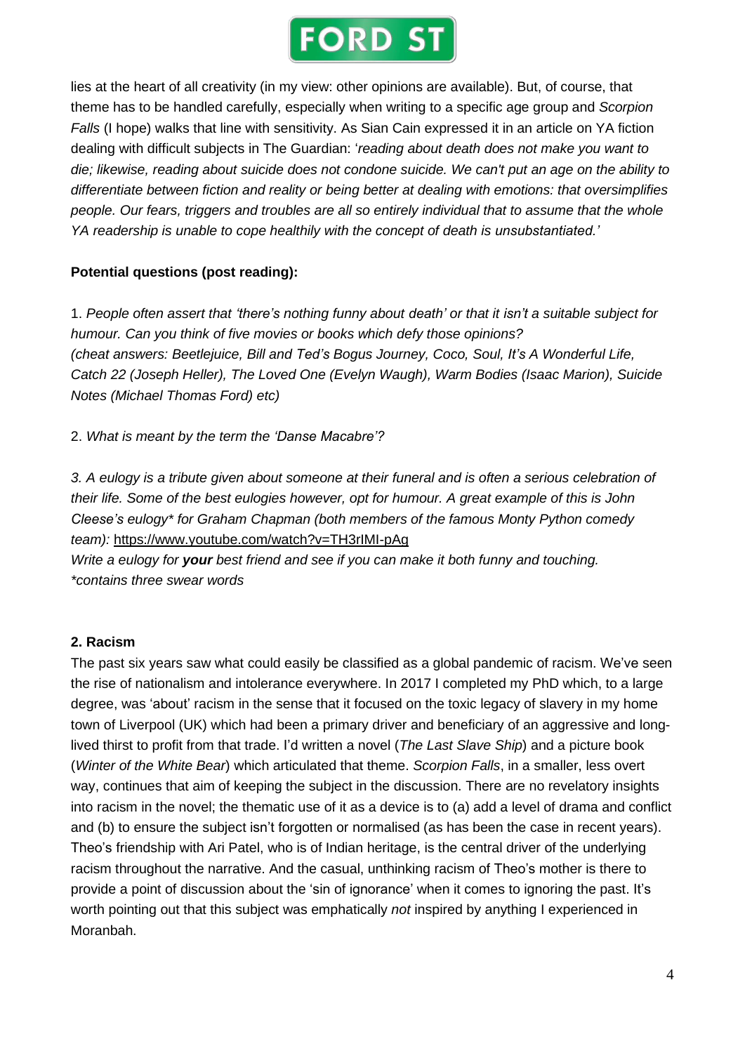lies at the heart of all creativity (in my view: other opinions are available). But, of course, that theme has to be handled carefully, especially when writing to a specific age group and *Scorpion Falls* (I hope) walks that line with sensitivity. As Sian Cain expressed it in an article on YA fiction dealing with difficult subjects in The Guardian: '*reading about death does not make you want to die; likewise, reading about suicide does not condone suicide. We can't put an age on the ability to differentiate between fiction and reality or being better at dealing with emotions: that oversimplifies people. Our fears, triggers and troubles are all so entirely individual that to assume that the whole YA readership is unable to cope healthily with the concept of death is unsubstantiated.*'

**Potential questions (post reading):**

1. *People often assert that 'there's nothing funny about death' or that it isn't a suitable subject for humour. Can you think of five movies or books which defy those opinions? (cheat answers: Beetlejuice, Bill and Ted's Bogus Journey, Coco, Soul, It's A Wonderful Life, Catch 22 (Joseph Heller), The Loved One (Evelyn Waugh), Warm Bodies (Isaac Marion), Suicide Notes (Michael Thomas Ford) etc)*

2. *What is meant by the term the 'Danse Macabre'?*

*3. A eulogy is a tribute given about someone at their funeral and is often a serious celebration of their life. Some of the best eulogies however, opt for humour. A great example of this is John Cleese's eulogy* for Graham Chapman (both members of the famous Monty Python comedy team):* https://www.youtube.com/watch?v=TH3rIMI-pAg
*Write a eulogy for **your** best friend and see if you can make it both funny and touching.*
**contains three swear words*

**2. Racism**

The past six years saw what could easily be classified as a global pandemic of racism. We've seen the rise of nationalism and intolerance everywhere. In 2017 I completed my PhD which, to a large degree, was 'about' racism in the sense that it focused on the toxic legacy of slavery in my home town of Liverpool (UK) which had been a primary driver and beneficiary of an aggressive and long-lived thirst to profit from that trade. I'd written a novel (*The Last Slave Ship*) and a picture book (*Winter of the White Bear*) which articulated that theme. *Scorpion Falls*, in a smaller, less overt way, continues that aim of keeping the subject in the discussion. There are no revelatory insights into racism in the novel; the thematic use of it as a device is to (a) add a level of drama and conflict and (b) to ensure the subject isn't forgotten or normalised (as has been the case in recent years). Theo's friendship with Ari Patel, who is of Indian heritage, is the central driver of the underlying racism throughout the narrative. And the casual, unthinking racism of Theo's mother is there to provide a point of discussion about the 'sin of ignorance' when it comes to ignoring the past. It's worth pointing out that this subject was emphatically *not* inspired by anything I experienced in Moranbah.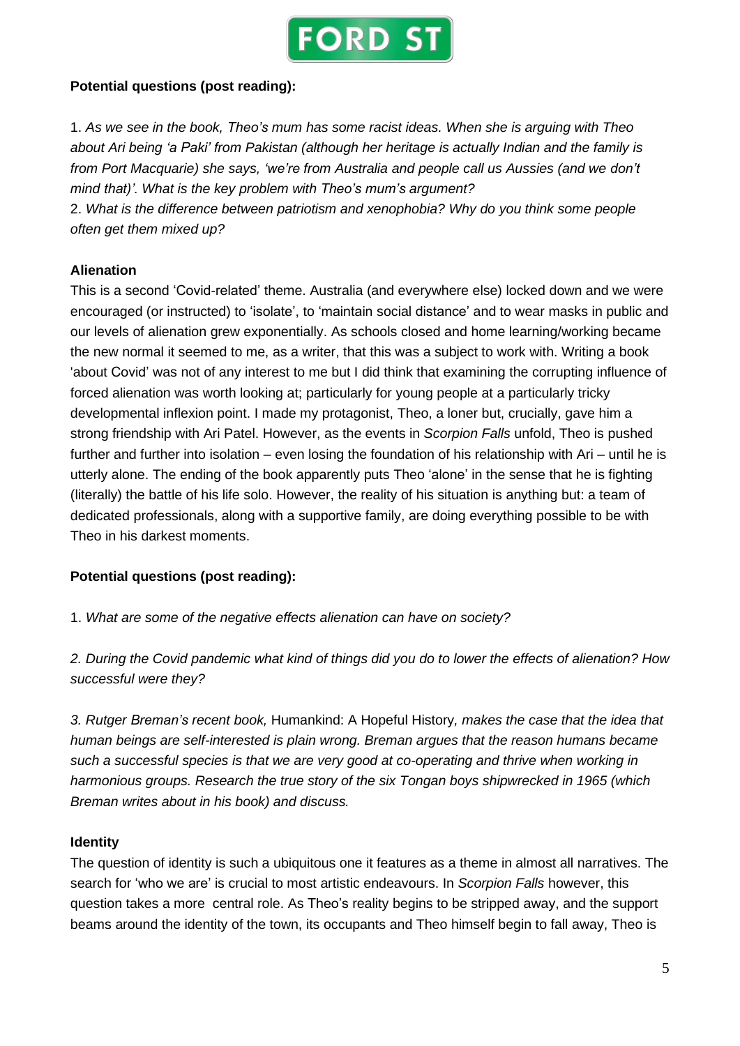**Potential questions (post reading):**

1. *As we see in the book, Theo's mum has some racist ideas. When she is arguing with Theo about Ari being 'a Paki' from Pakistan (although her heritage is actually Indian and the family is from Port Macquarie) she says, 'we're from Australia and people call us Aussies (and we don't mind that)'. What is the key problem with Theo's mum's argument?*
2. *What is the difference between patriotism and xenophobia? Why do you think some people often get them mixed up?*

**Alienation**

This is a second 'Covid-related' theme. Australia (and everywhere else) locked down and we were encouraged (or instructed) to 'isolate', to 'maintain social distance' and to wear masks in public and our levels of alienation grew exponentially. As schools closed and home learning/working became the new normal it seemed to me, as a writer, that this was a subject to work with. Writing a book 'about Covid' was not of any interest to me but I did think that examining the corrupting influence of forced alienation was worth looking at; particularly for young people at a particularly tricky developmental inflexion point. I made my protagonist, Theo, a loner but, crucially, gave him a strong friendship with Ari Patel. However, as the events in *Scorpion Falls* unfold, Theo is pushed further and further into isolation – even losing the foundation of his relationship with Ari – until he is utterly alone. The ending of the book apparently puts Theo 'alone' in the sense that he is fighting (literally) the battle of his life solo. However, the reality of his situation is anything but: a team of dedicated professionals, along with a supportive family, are doing everything possible to be with Theo in his darkest moments.

**Potential questions (post reading):**

1. *What are some of the negative effects alienation can have on society?*

2. *During the Covid pandemic what kind of things did you do to lower the effects of alienation? How successful were they?*

3. *Rutger Breman's recent book,* Humankind: A Hopeful History*, makes the case that the idea that human beings are self-interested is plain wrong. Breman argues that the reason humans became such a successful species is that we are very good at co-operating and thrive when working in harmonious groups. Research the true story of the six Tongan boys shipwrecked in 1965 (which Breman writes about in his book) and discuss.*

**Identity**

The question of identity is such a ubiquitous one it features as a theme in almost all narratives. The search for 'who we are' is crucial to most artistic endeavours. In *Scorpion Falls* however, this question takes a more central role. As Theo's reality begins to be stripped away, and the support beams around the identity of the town, its occupants and Theo himself begin to fall away, Theo is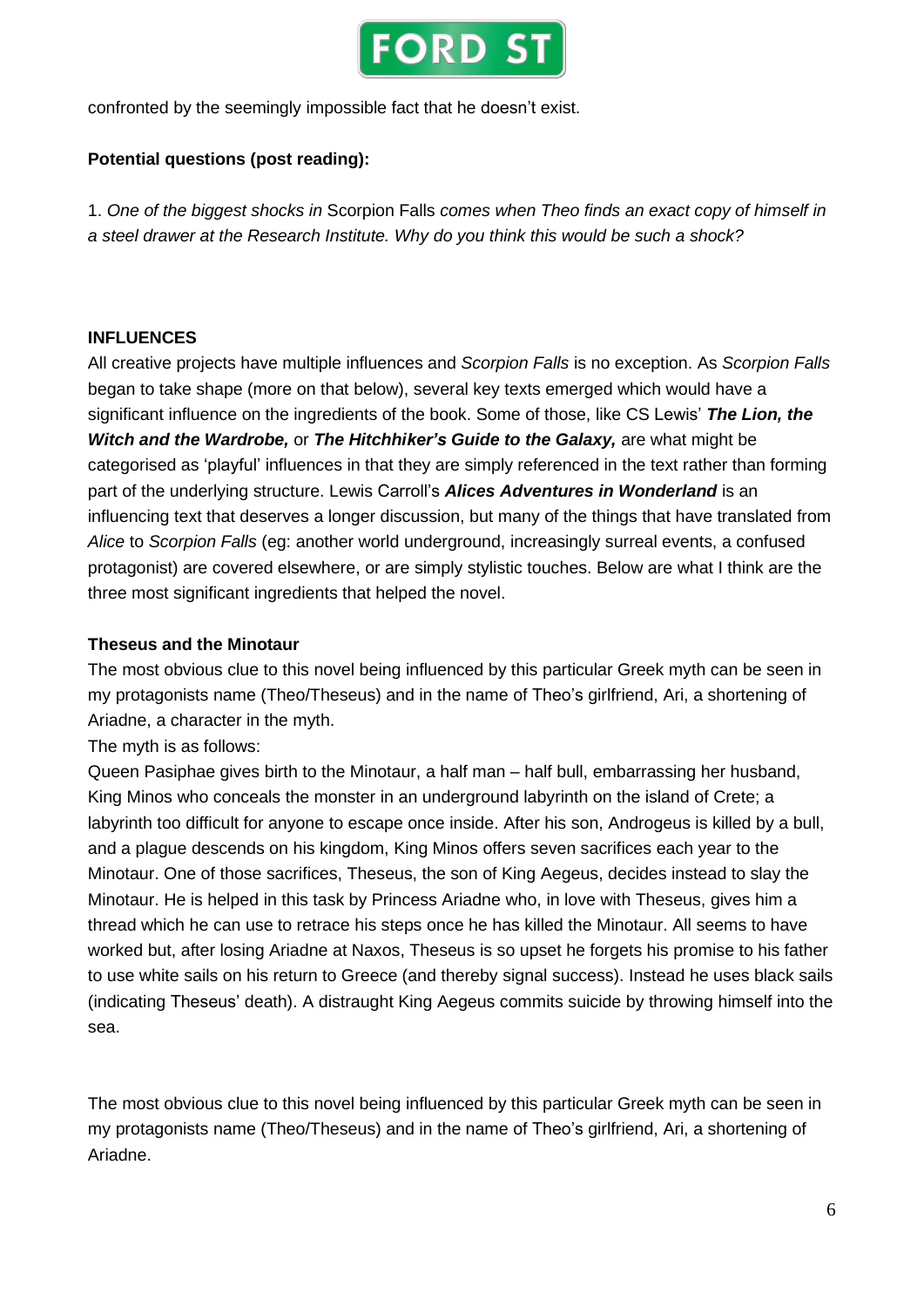confronted by the seemingly impossible fact that he doesn't exist.

**Potential questions (post reading):**

1. *One of the biggest shocks in* Scorpion Falls *comes when Theo finds an exact copy of himself in a steel drawer at the Research Institute. Why do you think this would be such a shock?*

**INFLUENCES**

All creative projects have multiple influences and *Scorpion Falls* is no exception. As *Scorpion Falls* began to take shape (more on that below), several key texts emerged which would have a significant influence on the ingredients of the book. Some of those, like CS Lewis' ***The Lion, the Witch and the Wardrobe,*** or ***The Hitchhiker's Guide to the Galaxy,*** are what might be categorised as 'playful' influences in that they are simply referenced in the text rather than forming part of the underlying structure. Lewis Carroll's ***Alices Adventures in Wonderland*** is an influencing text that deserves a longer discussion, but many of the things that have translated from *Alice* to *Scorpion Falls* (eg: another world underground, increasingly surreal events, a confused protagonist) are covered elsewhere, or are simply stylistic touches. Below are what I think are the three most significant ingredients that helped the novel.

**Theseus and the Minotaur**

The most obvious clue to this novel being influenced by this particular Greek myth can be seen in my protagonists name (Theo/Theseus) and in the name of Theo's girlfriend, Ari, a shortening of Ariadne, a character in the myth.

The myth is as follows:

Queen Pasiphae gives birth to the Minotaur, a half man – half bull, embarrassing her husband, King Minos who conceals the monster in an underground labyrinth on the island of Crete; a labyrinth too difficult for anyone to escape once inside. After his son, Androgeus is killed by a bull, and a plague descends on his kingdom, King Minos offers seven sacrifices each year to the Minotaur. One of those sacrifices, Theseus, the son of King Aegeus, decides instead to slay the Minotaur. He is helped in this task by Princess Ariadne who, in love with Theseus, gives him a thread which he can use to retrace his steps once he has killed the Minotaur. All seems to have worked but, after losing Ariadne at Naxos, Theseus is so upset he forgets his promise to his father to use white sails on his return to Greece (and thereby signal success). Instead he uses black sails (indicating Theseus' death). A distraught King Aegeus commits suicide by throwing himself into the sea.

The most obvious clue to this novel being influenced by this particular Greek myth can be seen in my protagonists name (Theo/Theseus) and in the name of Theo's girlfriend, Ari, a shortening of Ariadne.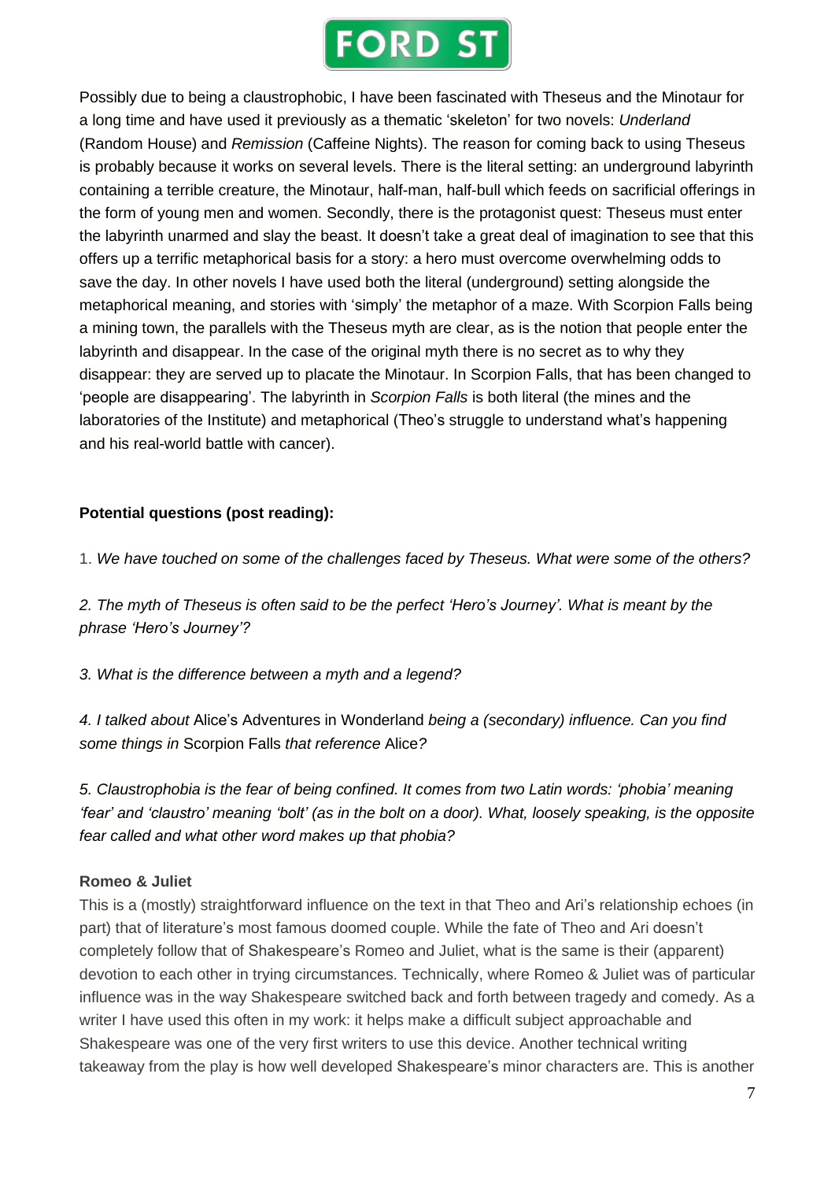Possibly due to being a claustrophobic, I have been fascinated with Theseus and the Minotaur for a long time and have used it previously as a thematic 'skeleton' for two novels: *Underland* (Random House) and *Remission* (Caffeine Nights). The reason for coming back to using Theseus is probably because it works on several levels. There is the literal setting: an underground labyrinth containing a terrible creature, the Minotaur, half-man, half-bull which feeds on sacrificial offerings in the form of young men and women. Secondly, there is the protagonist quest: Theseus must enter the labyrinth unarmed and slay the beast. It doesn't take a great deal of imagination to see that this offers up a terrific metaphorical basis for a story: a hero must overcome overwhelming odds to save the day. In other novels I have used both the literal (underground) setting alongside the metaphorical meaning, and stories with 'simply' the metaphor of a maze. With Scorpion Falls being a mining town, the parallels with the Theseus myth are clear, as is the notion that people enter the labyrinth and disappear. In the case of the original myth there is no secret as to why they disappear: they are served up to placate the Minotaur. In Scorpion Falls, that has been changed to 'people are disappearing'. The labyrinth in *Scorpion Falls* is both literal (the mines and the laboratories of the Institute) and metaphorical (Theo's struggle to understand what's happening and his real-world battle with cancer).

**Potential questions (post reading):**

1. *We have touched on some of the challenges faced by Theseus. What were some of the others?*

2. *The myth of Theseus is often said to be the perfect 'Hero's Journey'. What is meant by the phrase 'Hero's Journey'?*

3. *What is the difference between a myth and a legend?*

4. *I talked about* Alice's Adventures in Wonderland *being a (secondary) influence. Can you find some things in* Scorpion Falls *that reference* Alice*?*

5. *Claustrophobia is the fear of being confined. It comes from two Latin words: 'phobia' meaning 'fear' and 'claustro' meaning 'bolt' (as in the bolt on a door). What, loosely speaking, is the opposite fear called and what other word makes up that phobia?*

**Romeo & Juliet**

This is a (mostly) straightforward influence on the text in that Theo and Ari's relationship echoes (in part) that of literature's most famous doomed couple. While the fate of Theo and Ari doesn't completely follow that of Shakespeare's Romeo and Juliet, what is the same is their (apparent) devotion to each other in trying circumstances. Technically, where Romeo & Juliet was of particular influence was in the way Shakespeare switched back and forth between tragedy and comedy. As a writer I have used this often in my work: it helps make a difficult subject approachable and Shakespeare was one of the very first writers to use this device. Another technical writing takeaway from the play is how well developed Shakespeare's minor characters are. This is another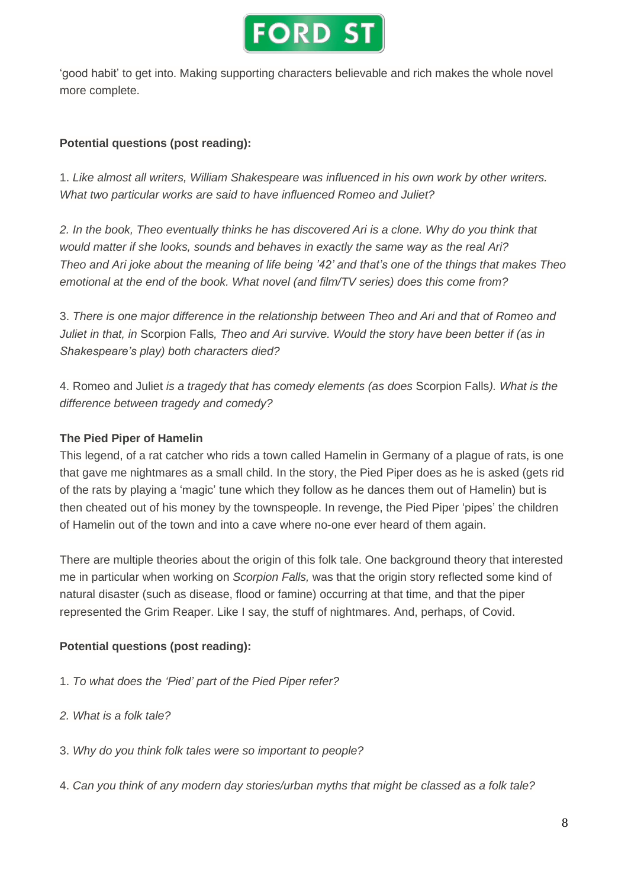'good habit' to get into. Making supporting characters believable and rich makes the whole novel more complete.

**Potential questions (post reading):**

1. *Like almost all writers, William Shakespeare was influenced in his own work by other writers. What two particular works are said to have influenced Romeo and Juliet?*

*2. In the book, Theo eventually thinks he has discovered Ari is a clone. Why do you think that would matter if she looks, sounds and behaves in exactly the same way as the real Ari? Theo and Ari joke about the meaning of life being '42' and that's one of the things that makes Theo emotional at the end of the book. What novel (and film/TV series) does this come from?*

3. *There is one major difference in the relationship between Theo and Ari and that of Romeo and Juliet in that, in* Scorpion Falls*, Theo and Ari survive. Would the story have been better if (as in Shakespeare's play) both characters died?*

4. Romeo and Juliet *is a tragedy that has comedy elements (as does* Scorpion Falls*). What is the difference between tragedy and comedy?*

**The Pied Piper of Hamelin**

This legend, of a rat catcher who rids a town called Hamelin in Germany of a plague of rats, is one that gave me nightmares as a small child. In the story, the Pied Piper does as he is asked (gets rid of the rats by playing a 'magic' tune which they follow as he dances them out of Hamelin) but is then cheated out of his money by the townspeople. In revenge, the Pied Piper 'pipes' the children of Hamelin out of the town and into a cave where no-one ever heard of them again.

There are multiple theories about the origin of this folk tale. One background theory that interested me in particular when working on *Scorpion Falls,* was that the origin story reflected some kind of natural disaster (such as disease, flood or famine) occurring at that time, and that the piper represented the Grim Reaper. Like I say, the stuff of nightmares. And, perhaps, of Covid.

**Potential questions (post reading):**

1. *To what does the 'Pied' part of the Pied Piper refer?*

*2. What is a folk tale?*

3. *Why do you think folk tales were so important to people?*

4. *Can you think of any modern day stories/urban myths that might be classed as a folk tale?*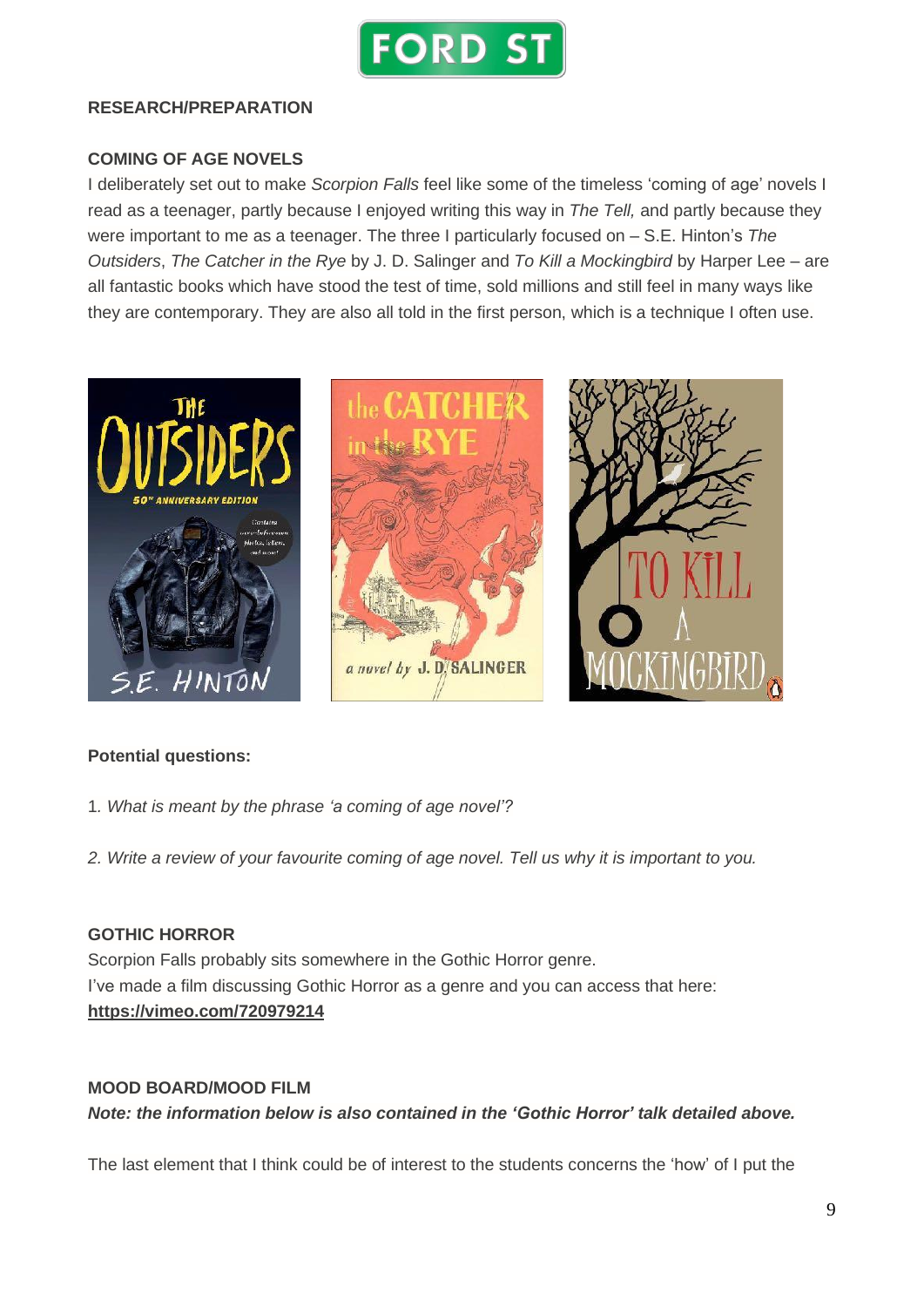## RESEARCH/PREPARATION

### COMING OF AGE NOVELS

I deliberately set out to make *Scorpion Falls* feel like some of the timeless 'coming of age' novels I read as a teenager, partly because I enjoyed writing this way in *The Tell,* and partly because they were important to me as a teenager. The three I particularly focused on – S.E. Hinton's *The Outsiders*, *The Catcher in the Rye* by J. D. Salinger and *To Kill a Mockingbird* by Harper Lee – are all fantastic books which have stood the test of time, sold millions and still feel in many ways like they are contemporary. They are also all told in the first person, which is a technique I often use.

**Potential questions:**

1. *What is meant by the phrase 'a coming of age novel'?*

2. *Write a review of your favourite coming of age novel. Tell us why it is important to you.*

### GOTHIC HORROR

Scorpion Falls probably sits somewhere in the Gothic Horror genre.
I've made a film discussing Gothic Horror as a genre and you can access that here:
**https://vimeo.com/720979214**

### MOOD BOARD/MOOD FILM

***Note: the information below is also contained in the 'Gothic Horror' talk detailed above.***

The last element that I think could be of interest to the students concerns the 'how' of I put the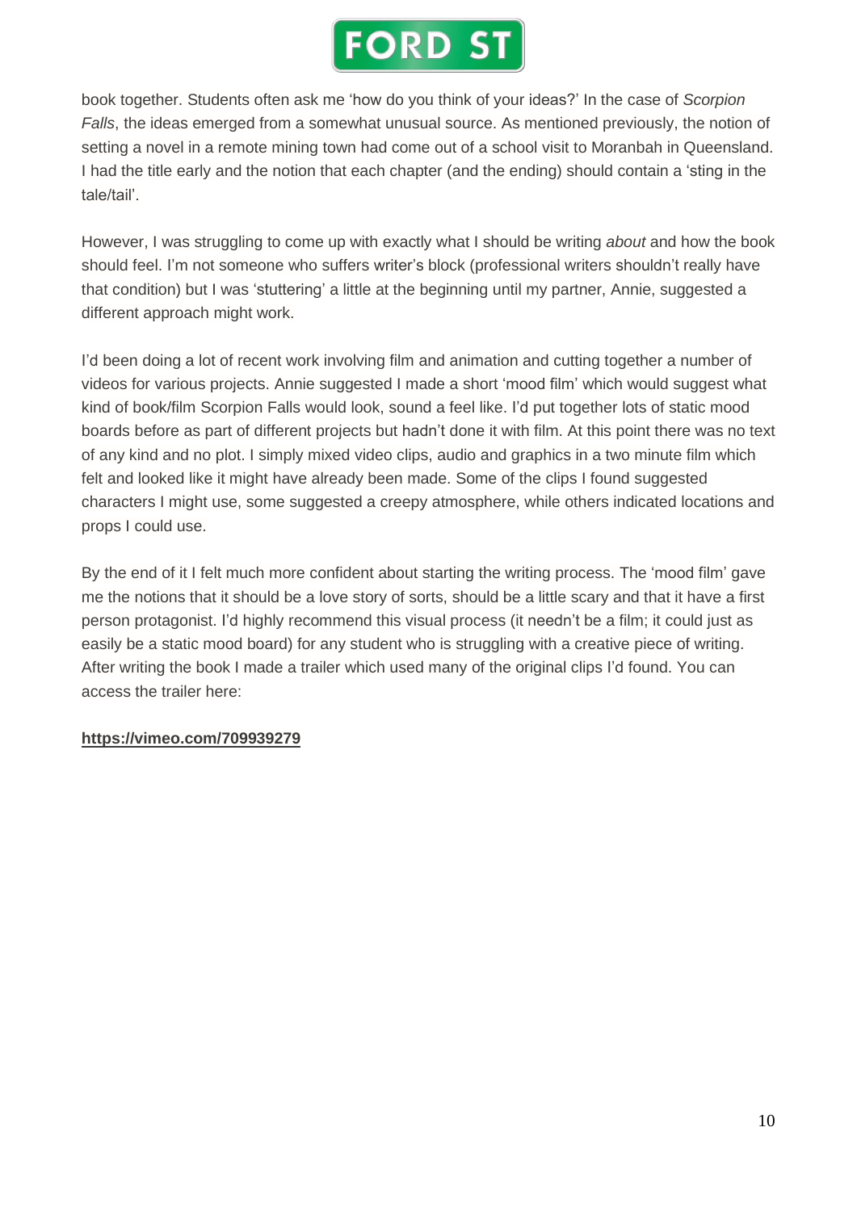book together. Students often ask me 'how do you think of your ideas?' In the case of *Scorpion Falls*, the ideas emerged from a somewhat unusual source. As mentioned previously, the notion of setting a novel in a remote mining town had come out of a school visit to Moranbah in Queensland. I had the title early and the notion that each chapter (and the ending) should contain a 'sting in the tale/tail'.

However, I was struggling to come up with exactly what I should be writing *about* and how the book should feel. I'm not someone who suffers writer's block (professional writers shouldn't really have that condition) but I was 'stuttering' a little at the beginning until my partner, Annie, suggested a different approach might work.

I'd been doing a lot of recent work involving film and animation and cutting together a number of videos for various projects. Annie suggested I made a short 'mood film' which would suggest what kind of book/film Scorpion Falls would look, sound a feel like. I'd put together lots of static mood boards before as part of different projects but hadn't done it with film. At this point there was no text of any kind and no plot. I simply mixed video clips, audio and graphics in a two minute film which felt and looked like it might have already been made. Some of the clips I found suggested characters I might use, some suggested a creepy atmosphere, while others indicated locations and props I could use.

By the end of it I felt much more confident about starting the writing process. The 'mood film' gave me the notions that it should be a love story of sorts, should be a little scary and that it have a first person protagonist. I'd highly recommend this visual process (it needn't be a film; it could just as easily be a static mood board) for any student who is struggling with a creative piece of writing. After writing the book I made a trailer which used many of the original clips I'd found. You can access the trailer here:

**https://vimeo.com/709939279**